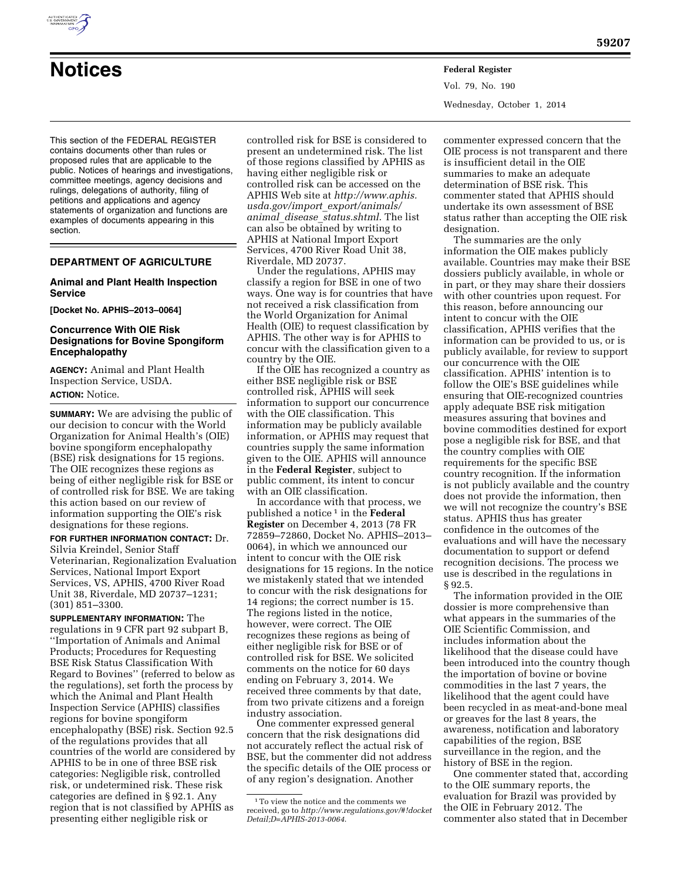# Notices

This section of the FEDERAL REGISTER contains documents other than rules or proposed rules that are applicable to the public. Notices of hearings and investigations, committee meetings, agency decisions and rulings, delegations of authority, filing of petitions and applications and agency statements of organization and functions are examples of documents appearing in this section.

## DEPARTMENT OF AGRICULTURE

### Animal and Plant Health Inspection Service

**[Docket No. APHIS–2013–0064]**

### Concurrence With OIE Risk Designations for Bovine Spongiform Encephalopathy

**AGENCY:** Animal and Plant Health Inspection Service, USDA.

**ACTION:** Notice.

**SUMMARY:** We are advising the public of our decision to concur with the World Organization for Animal Health's (OIE) bovine spongiform encephalopathy (BSE) risk designations for 15 regions. The OIE recognizes these regions as being of either negligible risk for BSE or of controlled risk for BSE. We are taking this action based on our review of information supporting the OIE's risk designations for these regions.

**FOR FURTHER INFORMATION CONTACT:** Dr. Silvia Kreindel, Senior Staff Veterinarian, Regionalization Evaluation Services, National Import Export Services, VS, APHIS, 4700 River Road Unit 38, Riverdale, MD 20737–1231; (301) 851–3300.

**SUPPLEMENTARY INFORMATION:** The regulations in 9 CFR part 92 subpart B, ''Importation of Animals and Animal Products; Procedures for Requesting BSE Risk Status Classification With Regard to Bovines'' (referred to below as the regulations), set forth the process by which the Animal and Plant Health Inspection Service (APHIS) classifies regions for bovine spongiform encephalopathy (BSE) risk. Section 92.5 of the regulations provides that all countries of the world are considered by APHIS to be in one of three BSE risk categories: Negligible risk, controlled risk, or undetermined risk. These risk categories are defined in § 92.1. Any region that is not classified by APHIS as presenting either negligible risk or controlled risk for BSE is considered to present an undetermined risk. The list of those regions classified by APHIS as having either negligible risk or controlled risk can be accessed on the APHIS Web site at *http://www.aphis.usda.gov/import_export/animals/animal_disease_status.shtml*. The list can also be obtained by writing to APHIS at National Import Export Services, 4700 River Road Unit 38, Riverdale, MD 20737.

Under the regulations, APHIS may classify a region for BSE in one of two ways. One way is for countries that have not received a risk classification from the World Organization for Animal Health (OIE) to request classification by APHIS. The other way is for APHIS to concur with the classification given to a country by the OIE.

If the OIE has recognized a country as either BSE negligible risk or BSE controlled risk, APHIS will seek information to support our concurrence with the OIE classification. This information may be publicly available information, or APHIS may request that countries supply the same information given to the OIE. APHIS will announce in the **Federal Register**, subject to public comment, its intent to concur with an OIE classification.

In accordance with that process, we published a notice [1] in the **Federal Register** on December 4, 2013 (78 FR 72859–72860, Docket No. APHIS–2013–0064), in which we announced our intent to concur with the OIE risk designations for 15 regions. In the notice we mistakenly stated that we intended to concur with the risk designations for 14 regions; the correct number is 15. The regions listed in the notice, however, were correct. The OIE recognizes these regions as being of either negligible risk for BSE or of controlled risk for BSE. We solicited comments on the notice for 60 days ending on February 3, 2014. We received three comments by that date, from two private citizens and a foreign industry association.

One commenter expressed general concern that the risk designations did not accurately reflect the actual risk of BSE, but the commenter did not address the specific details of the OIE process or of any region's designation. Another commenter expressed concern that the OIE process is not transparent and there is insufficient detail in the OIE summaries to make an adequate determination of BSE risk. This commenter stated that APHIS should undertake its own assessment of BSE status rather than accepting the OIE risk designation.

The summaries are the only information the OIE makes publicly available. Countries may make their BSE dossiers publicly available, in whole or in part, or they may share their dossiers with other countries upon request. For this reason, before announcing our intent to concur with the OIE classification, APHIS verifies that the information can be provided to us, or is publicly available, for review to support our concurrence with the OIE classification. APHIS' intention is to follow the OIE's BSE guidelines while ensuring that OIE-recognized countries apply adequate BSE risk mitigation measures assuring that bovines and bovine commodities destined for export pose a negligible risk for BSE, and that the country complies with OIE requirements for the specific BSE country recognition. If the information is not publicly available and the country does not provide the information, then we will not recognize the country's BSE status. APHIS thus has greater confidence in the outcomes of the evaluations and will have the necessary documentation to support or defend recognition decisions. The process we use is described in the regulations in § 92.5.

The information provided in the OIE dossier is more comprehensive than what appears in the summaries of the OIE Scientific Commission, and includes information about the likelihood that the disease could have been introduced into the country though the importation of bovine or bovine commodities in the last 7 years, the likelihood that the agent could have been recycled in as meat-and-bone meal or greaves for the last 8 years, the awareness, notification and laboratory capabilities of the region, BSE surveillance in the region, and the history of BSE in the region.

One commenter stated that, according to the OIE summary reports, the evaluation for Brazil was provided by the OIE in February 2012. The commenter also stated that in December

[1] To view the notice and the comments we received, go to *http://www.regulations.gov/#!docketDetail;D=APHIS-2013-0064*.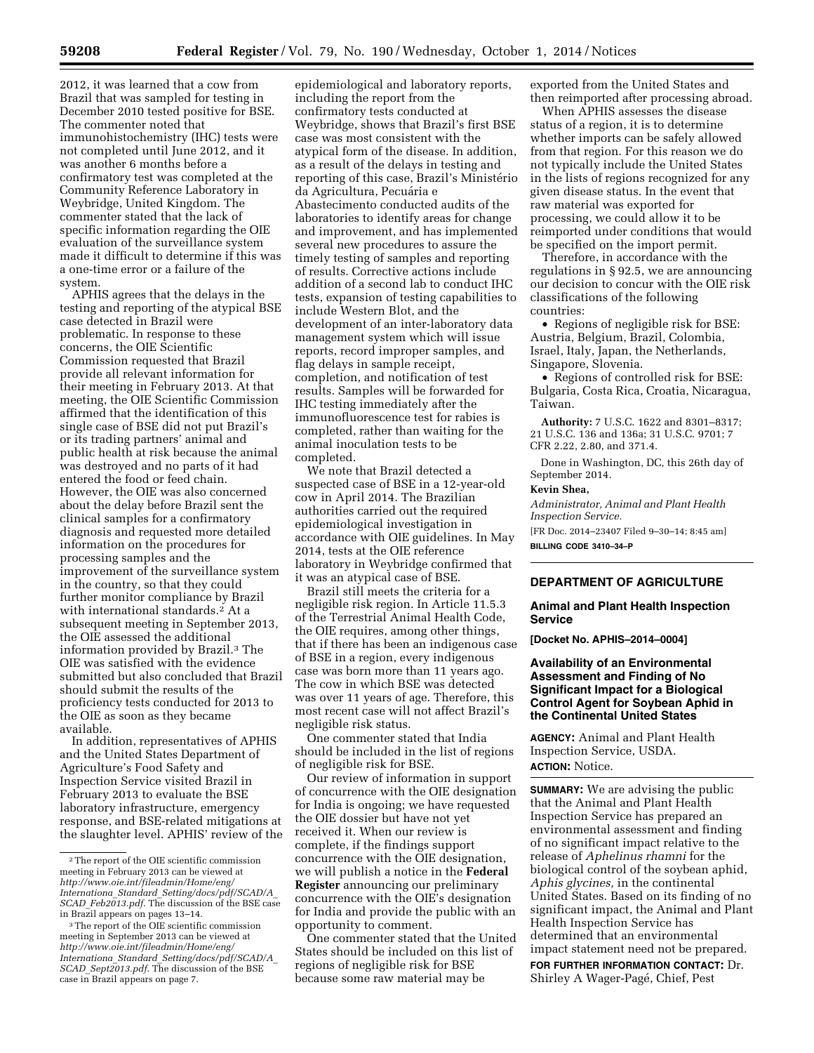2012, it was learned that a cow from Brazil that was sampled for testing in December 2010 tested positive for BSE. The commenter noted that immunohistochemistry (IHC) tests were not completed until June 2012, and it was another 6 months before a confirmatory test was completed at the Community Reference Laboratory in Weybridge, United Kingdom. The commenter stated that the lack of specific information regarding the OIE evaluation of the surveillance system made it difficult to determine if this was a one-time error or a failure of the system.

APHIS agrees that the delays in the testing and reporting of the atypical BSE case detected in Brazil were problematic. In response to these concerns, the OIE Scientific Commission requested that Brazil provide all relevant information for their meeting in February 2013. At that meeting, the OIE Scientific Commission affirmed that the identification of this single case of BSE did not put Brazil's or its trading partners' animal and public health at risk because the animal was destroyed and no parts of it had entered the food or feed chain. However, the OIE was also concerned about the delay before Brazil sent the clinical samples for a confirmatory diagnosis and requested more detailed information on the procedures for processing samples and the improvement of the surveillance system in the country, so that they could further monitor compliance by Brazil with international standards.[2] At a subsequent meeting in September 2013, the OIE assessed the additional information provided by Brazil.[3] The OIE was satisfied with the evidence submitted but also concluded that Brazil should submit the results of the proficiency tests conducted for 2013 to the OIE as soon as they became available.

In addition, representatives of APHIS and the United States Department of Agriculture's Food Safety and Inspection Service visited Brazil in February 2013 to evaluate the BSE laboratory infrastructure, emergency response, and BSE-related mitigations at the slaughter level. APHIS' review of the epidemiological and laboratory reports, including the report from the confirmatory tests conducted at Weybridge, shows that Brazil's first BSE case was most consistent with the atypical form of the disease. In addition, as a result of the delays in testing and reporting of this case, Brazil's Ministério da Agricultura, Pecuária e Abastecimento conducted audits of the laboratories to identify areas for change and improvement, and has implemented several new procedures to assure the timely testing of samples and reporting of results. Corrective actions include addition of a second lab to conduct IHC tests, expansion of testing capabilities to include Western Blot, and the development of an inter-laboratory data management system which will issue reports, record improper samples, and flag delays in sample receipt, completion, and notification of test results. Samples will be forwarded for IHC testing immediately after the immunofluorescence test for rabies is completed, rather than waiting for the animal inoculation tests to be completed.

We note that Brazil detected a suspected case of BSE in a 12-year-old cow in April 2014. The Brazilian authorities carried out the required epidemiological investigation in accordance with OIE guidelines. In May 2014, tests at the OIE reference laboratory in Weybridge confirmed that it was an atypical case of BSE.

Brazil still meets the criteria for a negligible risk region. In Article 11.5.3 of the Terrestrial Animal Health Code, the OIE requires, among other things, that if there has been an indigenous case of BSE in a region, every indigenous case was born more than 11 years ago. The cow in which BSE was detected was over 11 years of age. Therefore, this most recent case will not affect Brazil's negligible risk status.

One commenter stated that India should be included in the list of regions of negligible risk for BSE.

Our review of information in support of concurrence with the OIE designation for India is ongoing; we have requested the OIE dossier but have not yet received it. When our review is complete, if the findings support concurrence with the OIE designation, we will publish a notice in the **Federal Register** announcing our preliminary concurrence with the OIE's designation for India and provide the public with an opportunity to comment.

One commenter stated that the United States should be included on this list of regions of negligible risk for BSE because some raw material may be exported from the United States and then reimported after processing abroad.

When APHIS assesses the disease status of a region, it is to determine whether imports can be safely allowed from that region. For this reason we do not typically include the United States in the lists of regions recognized for any given disease status. In the event that raw material was exported for processing, we could allow it to be reimported under conditions that would be specified on the import permit.

Therefore, in accordance with the regulations in § 92.5, we are announcing our decision to concur with the OIE risk classifications of the following countries:

- Regions of negligible risk for BSE: Austria, Belgium, Brazil, Colombia, Israel, Italy, Japan, the Netherlands, Singapore, Slovenia.
- Regions of controlled risk for BSE: Bulgaria, Costa Rica, Croatia, Nicaragua, Taiwan.

**Authority:** 7 U.S.C. 1622 and 8301–8317; 21 U.S.C. 136 and 136a; 31 U.S.C. 9701; 7 CFR 2.22, 2.80, and 371.4.

Done in Washington, DC, this 26th day of September 2014.

**Kevin Shea,**

*Administrator, Animal and Plant Health Inspection Service.*

[FR Doc. 2014–23407 Filed 9–30–14; 8:45 am]

**BILLING CODE 3410–34–P**

[2] The report of the OIE scientific commission meeting in February 2013 can be viewed at *http://www.oie.int/fileadmin/Home/eng/Internationa_Standard_Setting/docs/pdf/SCAD/A_SCAD_Feb2013.pdf*. The discussion of the BSE case in Brazil appears on pages 13–14.

[3] The report of the OIE scientific commission meeting in September 2013 can be viewed at *http://www.oie.int/fileadmin/Home/eng/Internationa_Standard_Setting/docs/pdf/SCAD/A_SCAD_Sept2013.pdf*. The discussion of the BSE case in Brazil appears on page 7.

## DEPARTMENT OF AGRICULTURE

### Animal and Plant Health Inspection Service

**[Docket No. APHIS–2014–0004]**

### Availability of an Environmental Assessment and Finding of No Significant Impact for a Biological Control Agent for Soybean Aphid in the Continental United States

**AGENCY:** Animal and Plant Health Inspection Service, USDA.

**ACTION:** Notice.

**SUMMARY:** We are advising the public that the Animal and Plant Health Inspection Service has prepared an environmental assessment and finding of no significant impact relative to the release of *Aphelinus rhamni* for the biological control of the soybean aphid, *Aphis glycines,* in the continental United States. Based on its finding of no significant impact, the Animal and Plant Health Inspection Service has determined that an environmental impact statement need not be prepared.

**FOR FURTHER INFORMATION CONTACT:** Dr. Shirley A Wager-Pagé, Chief, Pest